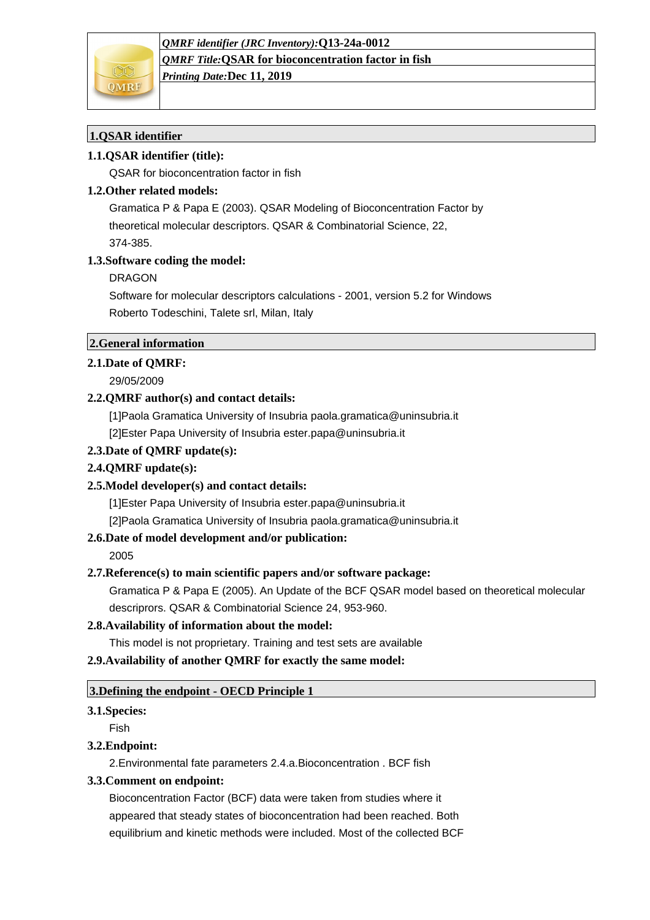*QMRF identifier (JRC Inventory):* **Q13-24a-0012**

*QMRF Title:* **QSAR for bioconcentration factor in fish**

*Printing Date:* **Dec 11, 2019**

## 1.QSAR identifier

### 1.1.QSAR identifier (title):

QSAR for bioconcentration factor in fish

### 1.2.Other related models:

Gramatica P & Papa E (2003). QSAR Modeling of Bioconcentration Factor by theoretical molecular descriptors. QSAR & Combinatorial Science, 22, 374-385.

### 1.3.Software coding the model:

DRAGON

Software for molecular descriptors calculations - 2001, version 5.2 for Windows

Roberto Todeschini, Talete srl, Milan, Italy

## 2.General information

### 2.1.Date of QMRF:

29/05/2009

### 2.2.QMRF author(s) and contact details:

[1]Paola Gramatica University of Insubria paola.gramatica@uninsubria.it

[2]Ester Papa University of Insubria ester.papa@uninsubria.it

### 2.3.Date of QMRF update(s):

### 2.4.QMRF update(s):

### 2.5.Model developer(s) and contact details:

[1]Ester Papa University of Insubria ester.papa@uninsubria.it

[2]Paola Gramatica University of Insubria paola.gramatica@uninsubria.it

### 2.6.Date of model development and/or publication:

2005

### 2.7.Reference(s) to main scientific papers and/or software package:

Gramatica P & Papa E (2005). An Update of the BCF QSAR model based on theoretical molecular descriprors. QSAR & Combinatorial Science 24, 953-960.

### 2.8.Availability of information about the model:

This model is not proprietary. Training and test sets are available

### 2.9.Availability of another QMRF for exactly the same model:

## 3.Defining the endpoint - OECD Principle 1

### 3.1.Species:

Fish

### 3.2.Endpoint:

2.Environmental fate parameters 2.4.a.Bioconcentration . BCF fish

### 3.3.Comment on endpoint:

Bioconcentration Factor (BCF) data were taken from studies where it appeared that steady states of bioconcentration had been reached. Both equilibrium and kinetic methods were included. Most of the collected BCF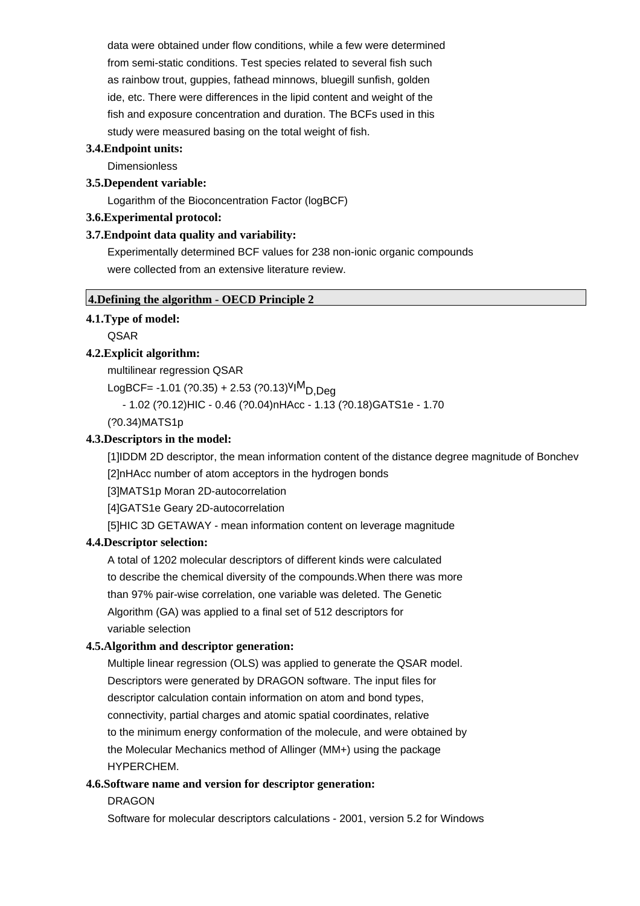data were obtained under flow conditions, while a few were determined from semi-static conditions. Test species related to several fish such as rainbow trout, guppies, fathead minnows, bluegill sunfish, golden ide, etc. There were differences in the lipid content and weight of the fish and exposure concentration and duration. The BCFs used in this study were measured basing on the total weight of fish.

**3.4.Endpoint units:**

Dimensionless

**3.5.Dependent variable:**

Logarithm of the Bioconcentration Factor (logBCF)

**3.6.Experimental protocol:**

**3.7.Endpoint data quality and variability:**

Experimentally determined BCF values for 238 non-ionic organic compounds were collected from an extensive literature review.

## 4.Defining the algorithm - OECD Principle 2

**4.1.Type of model:**

QSAR

**4.2.Explicit algorithm:**

multilinear regression QSAR

LogBCF= -1.01 (?0.35) + 2.53 (?0.13)$^{v}I^{M}_{D,Deg}$

- 1.02 (?0.12)HIC - 0.46 (?0.04)nHAcc - 1.13 (?0.18)GATS1e - 1.70 (?0.34)MATS1p

**4.3.Descriptors in the model:**

[1]IDDM 2D descriptor, the mean information content of the distance degree magnitude of Bonchev

[2]nHAcc number of atom acceptors in the hydrogen bonds

[3]MATS1p Moran 2D-autocorrelation

[4]GATS1e Geary 2D-autocorrelation

[5]HIC 3D GETAWAY - mean information content on leverage magnitude

**4.4.Descriptor selection:**

A total of 1202 molecular descriptors of different kinds were calculated to describe the chemical diversity of the compounds.When there was more than 97% pair-wise correlation, one variable was deleted. The Genetic Algorithm (GA) was applied to a final set of 512 descriptors for variable selection

**4.5.Algorithm and descriptor generation:**

Multiple linear regression (OLS) was applied to generate the QSAR model. Descriptors were generated by DRAGON software. The input files for descriptor calculation contain information on atom and bond types, connectivity, partial charges and atomic spatial coordinates, relative to the minimum energy conformation of the molecule, and were obtained by the Molecular Mechanics method of Allinger (MM+) using the package HYPERCHEM.

**4.6.Software name and version for descriptor generation:**

DRAGON

Software for molecular descriptors calculations - 2001, version 5.2 for Windows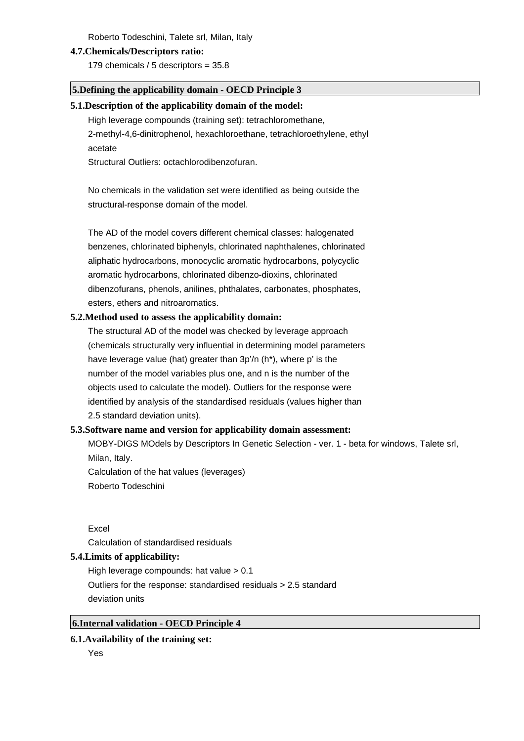Roberto Todeschini, Talete srl, Milan, Italy

**4.7.Chemicals/Descriptors ratio:**

179 chemicals / 5 descriptors = 35.8

## 5.Defining the applicability domain - OECD Principle 3

**5.1.Description of the applicability domain of the model:**

High leverage compounds (training set): tetrachloromethane, 2-methyl-4,6-dinitrophenol, hexachloroethane, tetrachloroethylene, ethyl acetate

Structural Outliers: octachlorodibenzofuran.

No chemicals in the validation set were identified as being outside the structural-response domain of the model.

The AD of the model covers different chemical classes: halogenated benzenes, chlorinated biphenyls, chlorinated naphthalenes, chlorinated aliphatic hydrocarbons, monocyclic aromatic hydrocarbons, polycyclic aromatic hydrocarbons, chlorinated dibenzo-dioxins, chlorinated dibenzofurans, phenols, anilines, phthalates, carbonates, phosphates, esters, ethers and nitroaromatics.

**5.2.Method used to assess the applicability domain:**

The structural AD of the model was checked by leverage approach (chemicals structurally very influential in determining model parameters have leverage value (hat) greater than 3p'/n (h*), where p' is the number of the model variables plus one, and n is the number of the objects used to calculate the model). Outliers for the response were identified by analysis of the standardised residuals (values higher than 2.5 standard deviation units).

**5.3.Software name and version for applicability domain assessment:**

MOBY-DIGS MOdels by Descriptors In Genetic Selection - ver. 1 - beta for windows, Talete srl, Milan, Italy.

Calculation of the hat values (leverages)

Roberto Todeschini

Excel

Calculation of standardised residuals

**5.4.Limits of applicability:**

High leverage compounds: hat value > 0.1

Outliers for the response: standardised residuals > 2.5 standard deviation units

## 6.Internal validation - OECD Principle 4

**6.1.Availability of the training set:**

Yes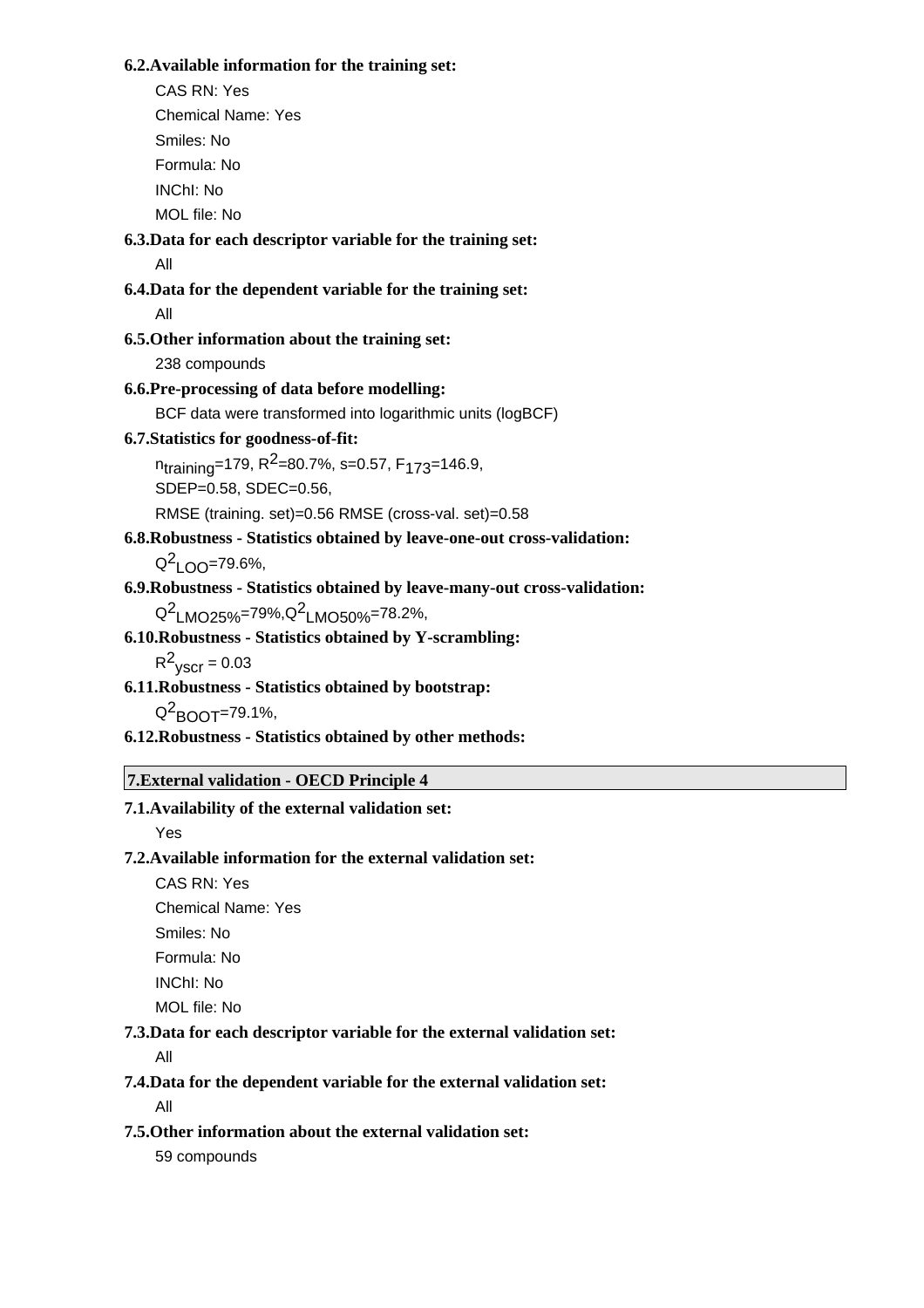**6.2.Available information for the training set:**

CAS RN: Yes

Chemical Name: Yes

Smiles: No

Formula: No

INChI: No

MOL file: No

**6.3.Data for each descriptor variable for the training set:**

All

**6.4.Data for the dependent variable for the training set:**

All

**6.5.Other information about the training set:**

238 compounds

**6.6.Pre-processing of data before modelling:**

BCF data were transformed into logarithmic units (logBCF)

**6.7.Statistics for goodness-of-fit:**

$n_{training}$=179, $R^2$=80.7%, s=0.57, $F_{173}$=146.9,

SDEP=0.58, SDEC=0.56,

RMSE (training. set)=0.56 RMSE (cross-val. set)=0.58

**6.8.Robustness - Statistics obtained by leave-one-out cross-validation:**

$Q^2_{LOO}$=79.6%,

**6.9.Robustness - Statistics obtained by leave-many-out cross-validation:**

$Q^2_{LMO25\%}$=79%,$Q^2_{LMO50\%}$=78.2%,

**6.10.Robustness - Statistics obtained by Y-scrambling:**

$R^2_{yscr}$ = 0.03

**6.11.Robustness - Statistics obtained by bootstrap:**

$Q^2_{BOOT}$=79.1%,

**6.12.Robustness - Statistics obtained by other methods:**

## 7.External validation - OECD Principle 4

**7.1.Availability of the external validation set:**

Yes

**7.2.Available information for the external validation set:**

CAS RN: Yes

Chemical Name: Yes

Smiles: No

Formula: No

INChI: No

MOL file: No

**7.3.Data for each descriptor variable for the external validation set:**

All

**7.4.Data for the dependent variable for the external validation set:**

All

**7.5.Other information about the external validation set:**

59 compounds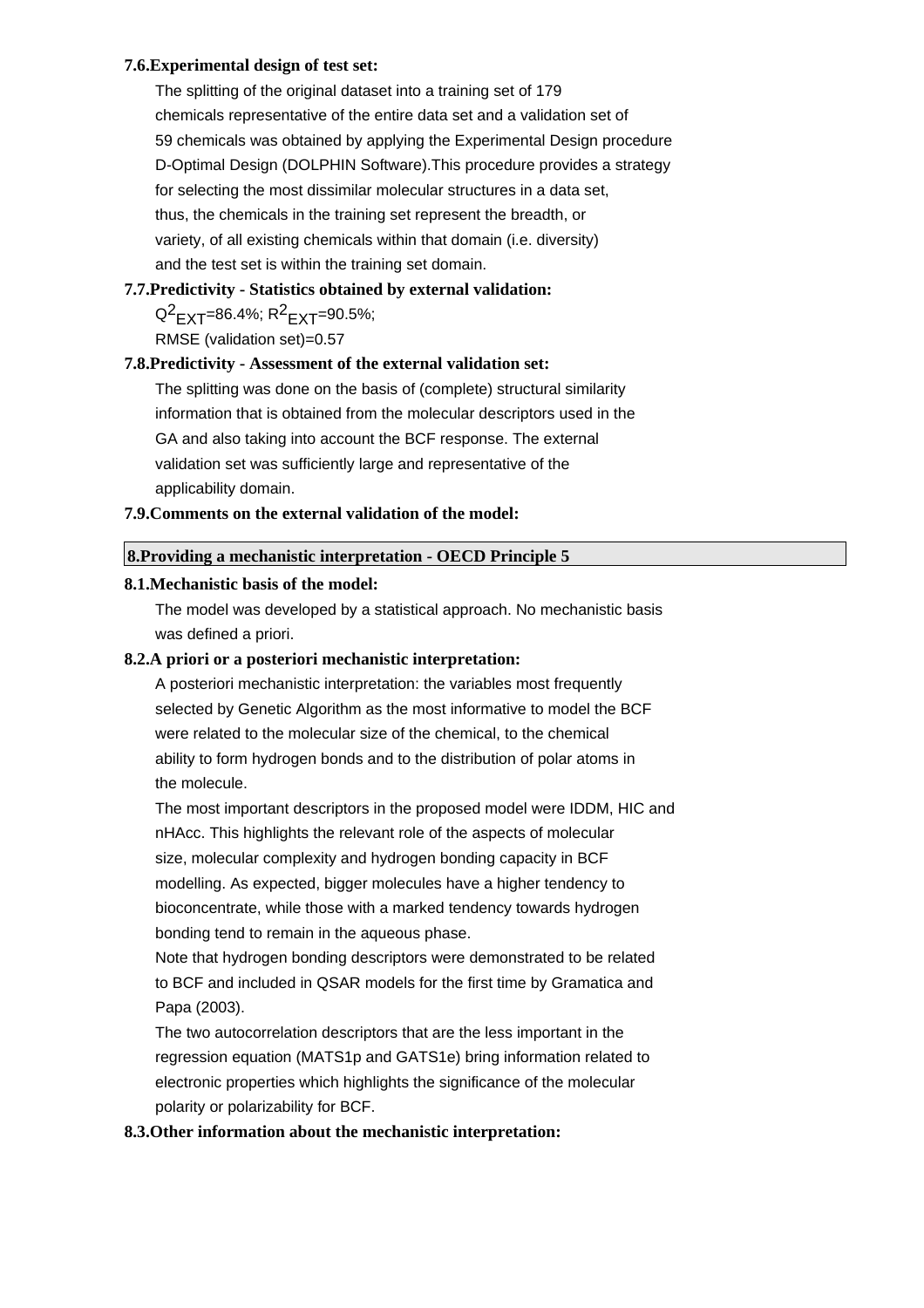**7.6.Experimental design of test set:**

The splitting of the original dataset into a training set of 179 chemicals representative of the entire data set and a validation set of 59 chemicals was obtained by applying the Experimental Design procedure D-Optimal Design (DOLPHIN Software).This procedure provides a strategy for selecting the most dissimilar molecular structures in a data set, thus, the chemicals in the training set represent the breadth, or variety, of all existing chemicals within that domain (i.e. diversity) and the test set is within the training set domain.

**7.7.Predictivity - Statistics obtained by external validation:**

$Q^2_{EXT}$=86.4%; $R^2_{EXT}$=90.5%;

RMSE (validation set)=0.57

**7.8.Predictivity - Assessment of the external validation set:**

The splitting was done on the basis of (complete) structural similarity information that is obtained from the molecular descriptors used in the GA and also taking into account the BCF response. The external validation set was sufficiently large and representative of the applicability domain.

**7.9.Comments on the external validation of the model:**

## 8.Providing a mechanistic interpretation - OECD Principle 5

**8.1.Mechanistic basis of the model:**

The model was developed by a statistical approach. No mechanistic basis was defined a priori.

**8.2.A priori or a posteriori mechanistic interpretation:**

A posteriori mechanistic interpretation: the variables most frequently selected by Genetic Algorithm as the most informative to model the BCF were related to the molecular size of the chemical, to the chemical ability to form hydrogen bonds and to the distribution of polar atoms in the molecule.

The most important descriptors in the proposed model were IDDM, HIC and nHAcc. This highlights the relevant role of the aspects of molecular size, molecular complexity and hydrogen bonding capacity in BCF modelling. As expected, bigger molecules have a higher tendency to bioconcentrate, while those with a marked tendency towards hydrogen bonding tend to remain in the aqueous phase.

Note that hydrogen bonding descriptors were demonstrated to be related to BCF and included in QSAR models for the first time by Gramatica and Papa (2003).

The two autocorrelation descriptors that are the less important in the regression equation (MATS1p and GATS1e) bring information related to electronic properties which highlights the significance of the molecular polarity or polarizability for BCF.

**8.3.Other information about the mechanistic interpretation:**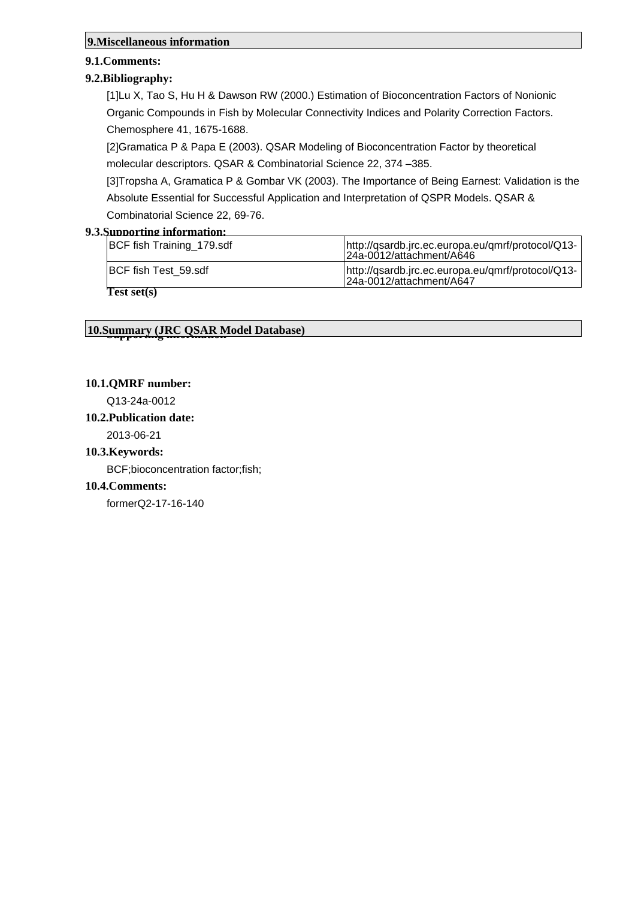## 9.Miscellaneous information

### 9.1.Comments:

### 9.2.Bibliography:

[1]Lu X, Tao S, Hu H & Dawson RW (2000.) Estimation of Bioconcentration Factors of Nonionic Organic Compounds in Fish by Molecular Connectivity Indices and Polarity Correction Factors. Chemosphere 41, 1675-1688.

[2]Gramatica P & Papa E (2003). QSAR Modeling of Bioconcentration Factor by theoretical molecular descriptors. QSAR & Combinatorial Science 22, 374 –385.

[3]Tropsha A, Gramatica P & Gombar VK (2003). The Importance of Being Earnest: Validation is the Absolute Essential for Successful Application and Interpretation of QSPR Models. QSAR & Combinatorial Science 22, 69-76.

### 9.3.Supporting information:

| | |
|---|---|
| BCF fish Training_179.sdf | http://qsardb.jrc.ec.europa.eu/qmrf/protocol/Q13-24a-0012/attachment/A646 |
| BCF fish Test_59.sdf | http://qsardb.jrc.ec.europa.eu/qmrf/protocol/Q13-24a-0012/attachment/A647 |

**Test set(s)**

**Supporting information**

## 10.Summary (JRC QSAR Model Database)

### 10.1.QMRF number:

Q13-24a-0012

### 10.2.Publication date:

2013-06-21

### 10.3.Keywords:

BCF;bioconcentration factor;fish;

### 10.4.Comments:

formerQ2-17-16-140